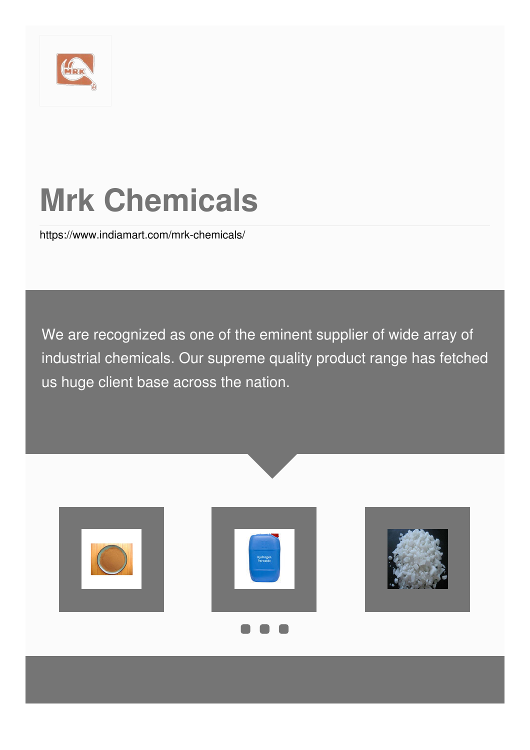# Mrk Chemicals

https://www.indiamart.com/mrk-chemicals/

We are recognized as one of the eminent supplier of wide array of industrial chemicals. Our supreme quality product range has fetched us huge client base across the nation.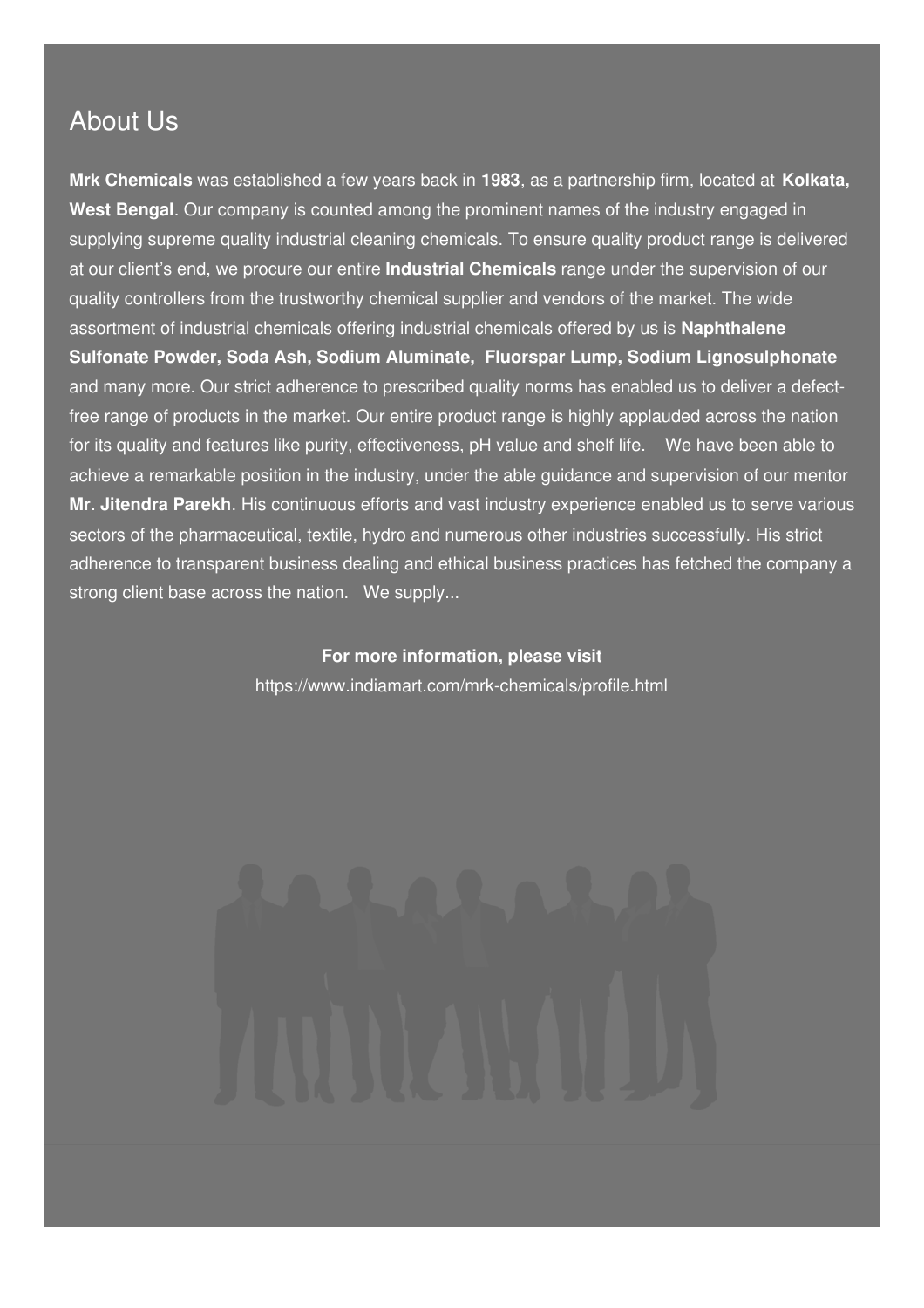# About Us

**Mrk Chemicals** was established a few years back in **1983**, as a partnership firm, located at **Kolkata, West Bengal**. Our company is counted among the prominent names of the industry engaged in supplying supreme quality industrial cleaning chemicals. To ensure quality product range is delivered at our client's end, we procure our entire **Industrial Chemicals** range under the supervision of our quality controllers from the trustworthy chemical supplier and vendors of the market. The wide assortment of industrial chemicals offering industrial chemicals offered by us is **Naphthalene Sulfonate Powder, Soda Ash, Sodium Aluminate, Fluorspar Lump, Sodium Lignosulphonate** and many more. Our strict adherence to prescribed quality norms has enabled us to deliver a defect-free range of products in the market. Our entire product range is highly applauded across the nation for its quality and features like purity, effectiveness, pH value and shelf life. We have been able to achieve a remarkable position in the industry, under the able guidance and supervision of our mentor **Mr. Jitendra Parekh**. His continuous efforts and vast industry experience enabled us to serve various sectors of the pharmaceutical, textile, hydro and numerous other industries successfully. His strict adherence to transparent business dealing and ethical business practices has fetched the company a strong client base across the nation. We supply...

**For more information, please visit**

https://www.indiamart.com/mrk-chemicals/profile.html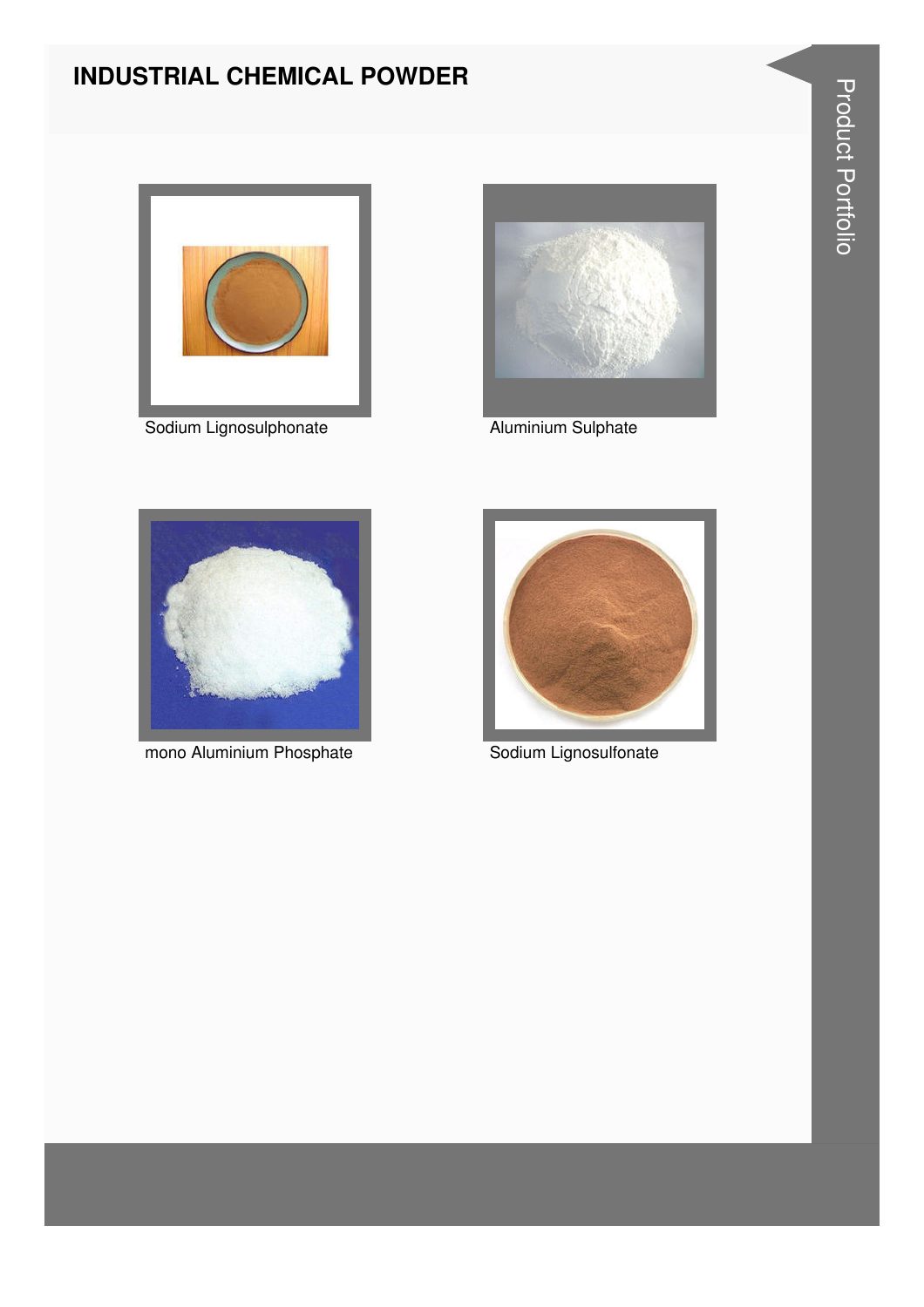# INDUSTRIAL CHEMICAL POWDER

Sodium Lignosulphonate

Aluminium Sulphate

mono Aluminium Phosphate

Sodium Lignosulfonate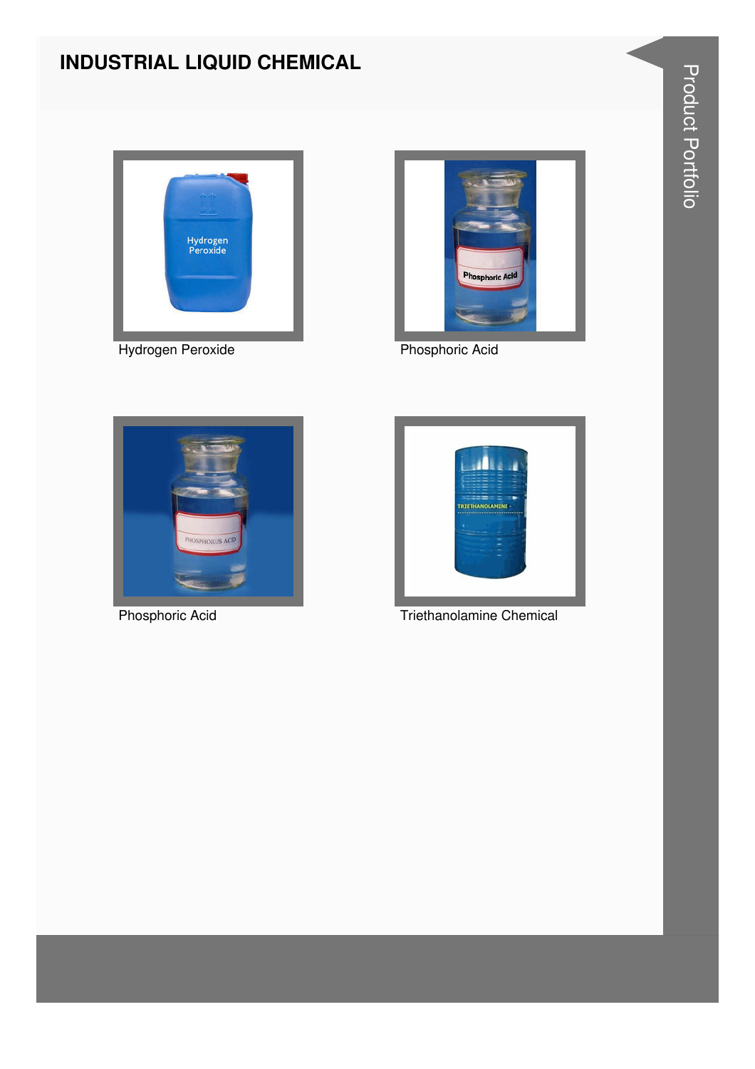## INDUSTRIAL LIQUID CHEMICAL

Hydrogen Peroxide

Phosphoric Acid

Phosphoric Acid

Triethanolamine Chemical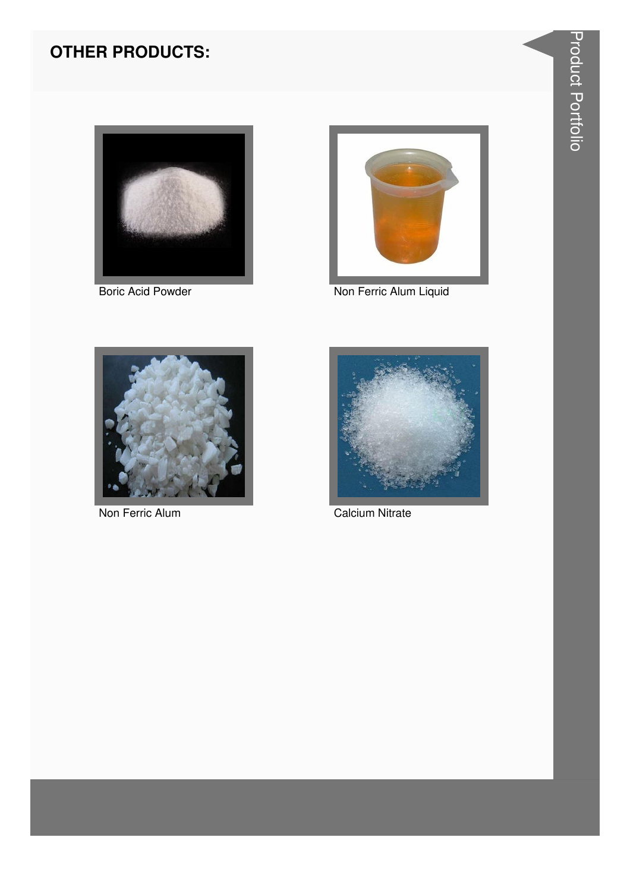## OTHER PRODUCTS:

Boric Acid Powder

Non Ferric Alum Liquid

Non Ferric Alum

Calcium Nitrate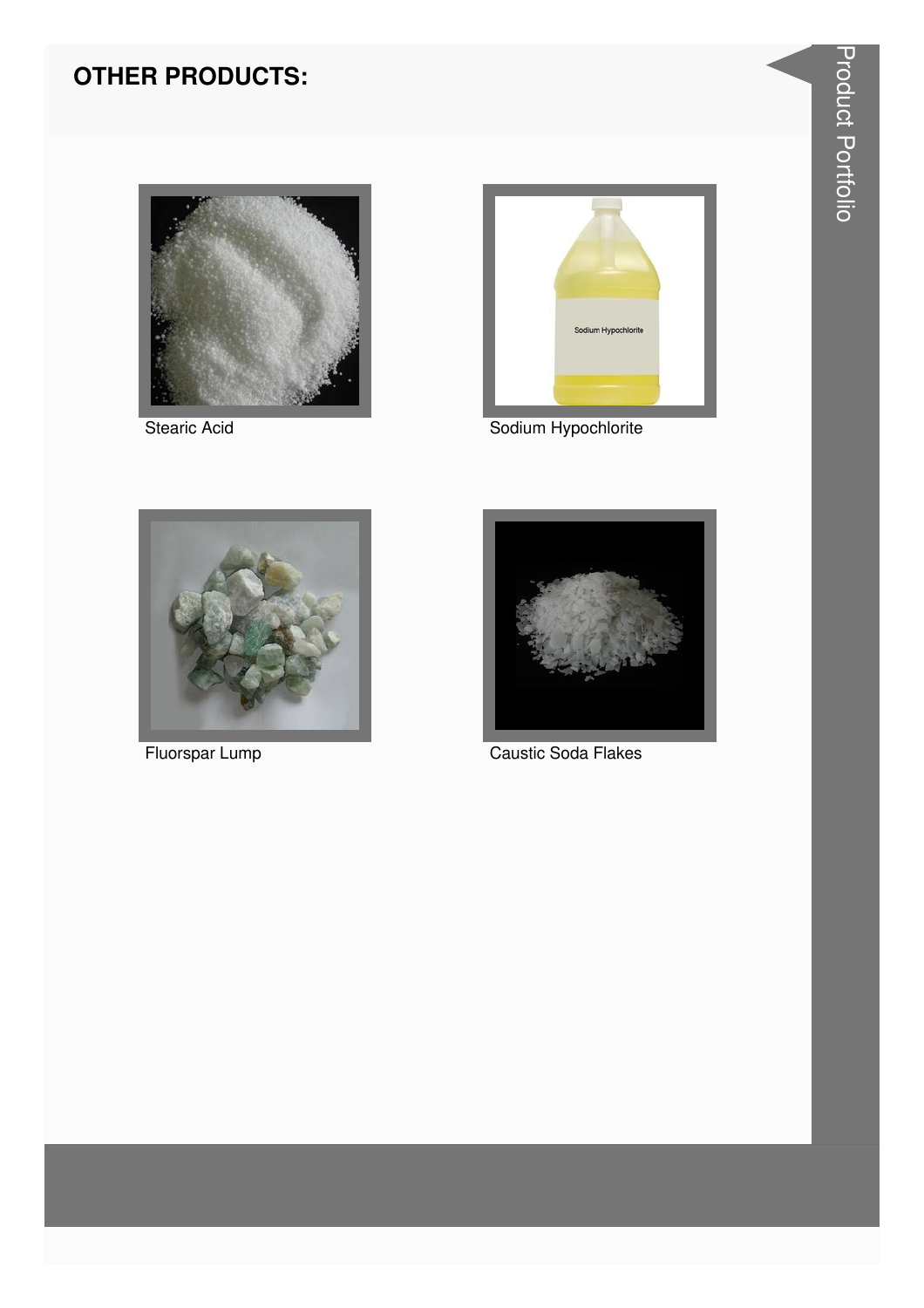## OTHER PRODUCTS:

Stearic Acid

Sodium Hypochlorite

Fluorspar Lump

Caustic Soda Flakes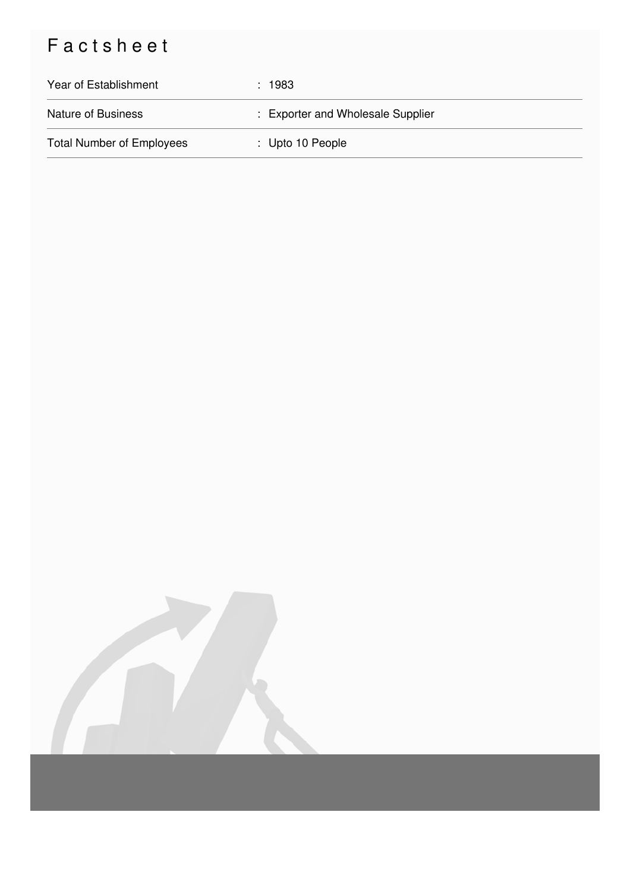# Factsheet

| | |
|---|---|
| Year of Establishment | : 1983 |
| Nature of Business | : Exporter and Wholesale Supplier |
| Total Number of Employees | : Upto 10 People |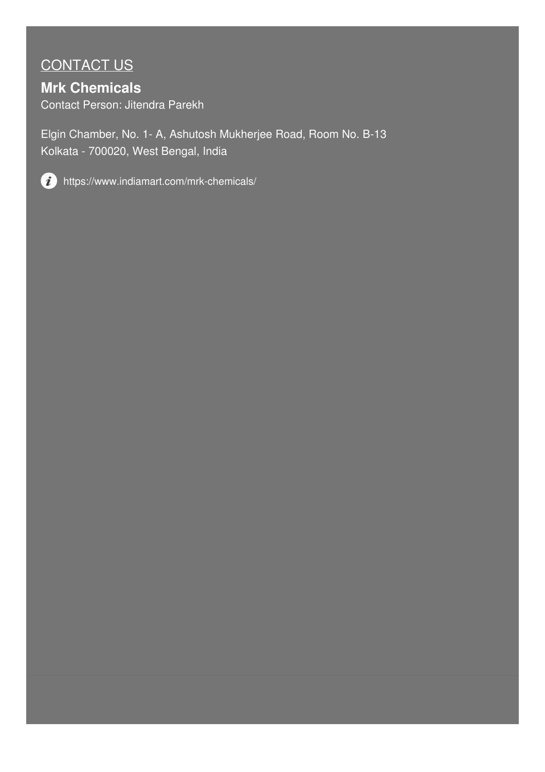## CONTACT US

### Mrk Chemicals

Contact Person: Jitendra Parekh

Elgin Chamber, No. 1- A, Ashutosh Mukherjee Road, Room No. B-13
Kolkata - 700020, West Bengal, India

https://www.indiamart.com/mrk-chemicals/